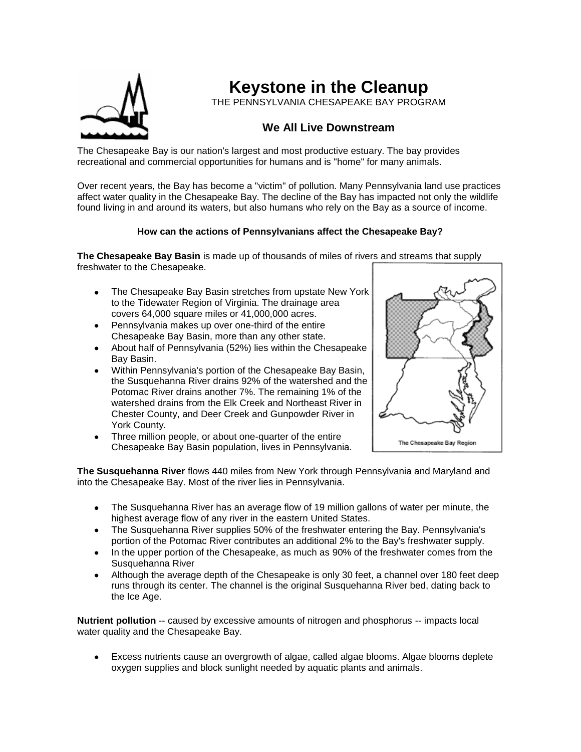# Keystone in the Cleanup

THE PENNSYLVANIA CHESAPEAKE BAY PROGRAM

## We All Live Downstream

The Chesapeake Bay is our nation's largest and most productive estuary. The bay provides recreational and commercial opportunities for humans and is "home" for many animals.

Over recent years, the Bay has become a "victim" of pollution. Many Pennsylvania land use practices affect water quality in the Chesapeake Bay. The decline of the Bay has impacted not only the wildlife found living in and around its waters, but also humans who rely on the Bay as a source of income.

**How can the actions of Pennsylvanians affect the Chesapeake Bay?**

**The Chesapeake Bay Basin** is made up of thousands of miles of rivers and streams that supply freshwater to the Chesapeake.

- The Chesapeake Bay Basin stretches from upstate New York to the Tidewater Region of Virginia. The drainage area covers 64,000 square miles or 41,000,000 acres.
- Pennsylvania makes up over one-third of the entire Chesapeake Bay Basin, more than any other state.
- About half of Pennsylvania (52%) lies within the Chesapeake Bay Basin.
- Within Pennsylvania's portion of the Chesapeake Bay Basin, the Susquehanna River drains 92% of the watershed and the Potomac River drains another 7%. The remaining 1% of the watershed drains from the Elk Creek and Northeast River in Chester County, and Deer Creek and Gunpowder River in York County.
- Three million people, or about one-quarter of the entire Chesapeake Bay Basin population, lives in Pennsylvania.

The Chesapeake Bay Region

**The Susquehanna River** flows 440 miles from New York through Pennsylvania and Maryland and into the Chesapeake Bay. Most of the river lies in Pennsylvania.

- The Susquehanna River has an average flow of 19 million gallons of water per minute, the highest average flow of any river in the eastern United States.
- The Susquehanna River supplies 50% of the freshwater entering the Bay. Pennsylvania's portion of the Potomac River contributes an additional 2% to the Bay's freshwater supply.
- In the upper portion of the Chesapeake, as much as 90% of the freshwater comes from the Susquehanna River
- Although the average depth of the Chesapeake is only 30 feet, a channel over 180 feet deep runs through its center. The channel is the original Susquehanna River bed, dating back to the Ice Age.

**Nutrient pollution** -- caused by excessive amounts of nitrogen and phosphorus -- impacts local water quality and the Chesapeake Bay.

- Excess nutrients cause an overgrowth of algae, called algae blooms. Algae blooms deplete oxygen supplies and block sunlight needed by aquatic plants and animals.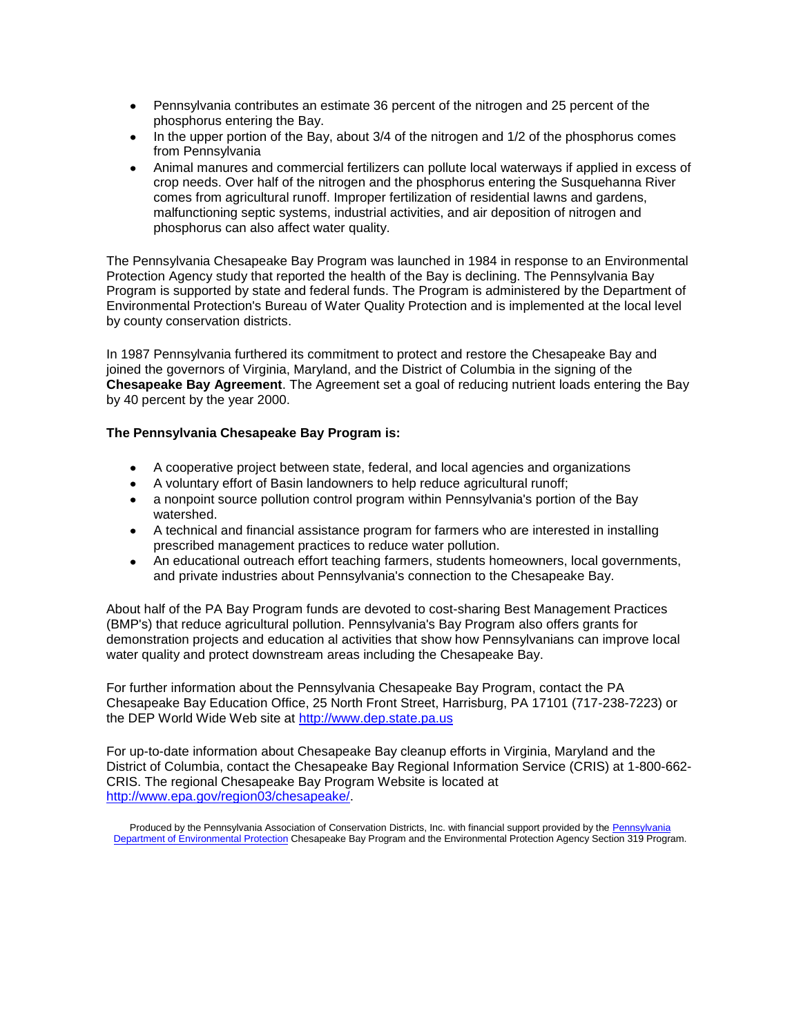- Pennsylvania contributes an estimate 36 percent of the nitrogen and 25 percent of the phosphorus entering the Bay.
- In the upper portion of the Bay, about 3/4 of the nitrogen and 1/2 of the phosphorus comes from Pennsylvania
- Animal manures and commercial fertilizers can pollute local waterways if applied in excess of crop needs. Over half of the nitrogen and the phosphorus entering the Susquehanna River comes from agricultural runoff. Improper fertilization of residential lawns and gardens, malfunctioning septic systems, industrial activities, and air deposition of nitrogen and phosphorus can also affect water quality.

The Pennsylvania Chesapeake Bay Program was launched in 1984 in response to an Environmental Protection Agency study that reported the health of the Bay is declining. The Pennsylvania Bay Program is supported by state and federal funds. The Program is administered by the Department of Environmental Protection's Bureau of Water Quality Protection and is implemented at the local level by county conservation districts.

In 1987 Pennsylvania furthered its commitment to protect and restore the Chesapeake Bay and joined the governors of Virginia, Maryland, and the District of Columbia in the signing of the **Chesapeake Bay Agreement**. The Agreement set a goal of reducing nutrient loads entering the Bay by 40 percent by the year 2000.

**The Pennsylvania Chesapeake Bay Program is:**

- A cooperative project between state, federal, and local agencies and organizations
- A voluntary effort of Basin landowners to help reduce agricultural runoff;
- a nonpoint source pollution control program within Pennsylvania's portion of the Bay watershed.
- A technical and financial assistance program for farmers who are interested in installing prescribed management practices to reduce water pollution.
- An educational outreach effort teaching farmers, students homeowners, local governments, and private industries about Pennsylvania's connection to the Chesapeake Bay.

About half of the PA Bay Program funds are devoted to cost-sharing Best Management Practices (BMP's) that reduce agricultural pollution. Pennsylvania's Bay Program also offers grants for demonstration projects and education al activities that show how Pennsylvanians can improve local water quality and protect downstream areas including the Chesapeake Bay.

For further information about the Pennsylvania Chesapeake Bay Program, contact the PA Chesapeake Bay Education Office, 25 North Front Street, Harrisburg, PA 17101 (717-238-7223) or the DEP World Wide Web site at [http://www.dep.state.pa.us](http://www.dep.state.pa.us)

For up-to-date information about Chesapeake Bay cleanup efforts in Virginia, Maryland and the District of Columbia, contact the Chesapeake Bay Regional Information Service (CRIS) at 1-800-662-CRIS. The regional Chesapeake Bay Program Website is located at [http://www.epa.gov/region03/chesapeake/](http://www.epa.gov/region03/chesapeake/).

Produced by the Pennsylvania Association of Conservation Districts, Inc. with financial support provided by the [Pennsylvania Department of Environmental Protection](http://www.dep.state.pa.us) Chesapeake Bay Program and the Environmental Protection Agency Section 319 Program.